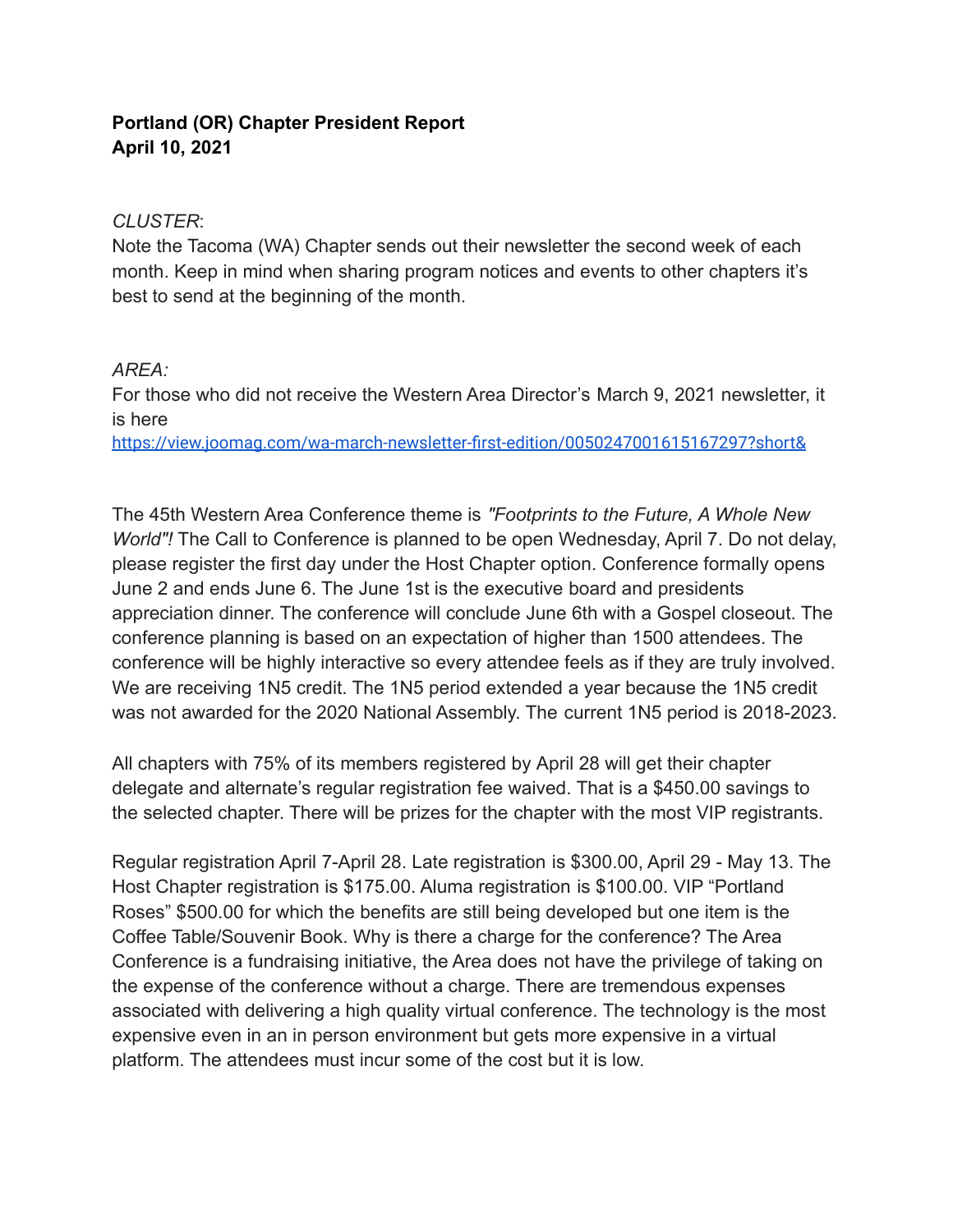**Portland (OR) Chapter President Report**
**April 10, 2021**

*CLUSTER*:
Note the Tacoma (WA) Chapter sends out their newsletter the second week of each month. Keep in mind when sharing program notices and events to other chapters it's best to send at the beginning of the month.

*AREA:*
For those who did not receive the Western Area Director's March 9, 2021 newsletter, it is here
https://view.joomag.com/wa-march-newsletter-first-edition/0050247001615167297?short&

The 45th Western Area Conference theme is *"Footprints to the Future, A Whole New World"!* The Call to Conference is planned to be open Wednesday, April 7. Do not delay, please register the first day under the Host Chapter option. Conference formally opens June 2 and ends June 6. The June 1st is the executive board and presidents appreciation dinner. The conference will conclude June 6th with a Gospel closeout. The conference planning is based on an expectation of higher than 1500 attendees. The conference will be highly interactive so every attendee feels as if they are truly involved. We are receiving 1N5 credit. The 1N5 period extended a year because the 1N5 credit was not awarded for the 2020 National Assembly. The current 1N5 period is 2018-2023.

All chapters with 75% of its members registered by April 28 will get their chapter delegate and alternate's regular registration fee waived. That is a $450.00 savings to the selected chapter. There will be prizes for the chapter with the most VIP registrants.

Regular registration April 7-April 28. Late registration is $300.00, April 29 - May 13. The Host Chapter registration is $175.00. Aluma registration is $100.00. VIP "Portland Roses" $500.00 for which the benefits are still being developed but one item is the Coffee Table/Souvenir Book. Why is there a charge for the conference? The Area Conference is a fundraising initiative, the Area does not have the privilege of taking on the expense of the conference without a charge. There are tremendous expenses associated with delivering a high quality virtual conference. The technology is the most expensive even in an in person environment but gets more expensive in a virtual platform. The attendees must incur some of the cost but it is low.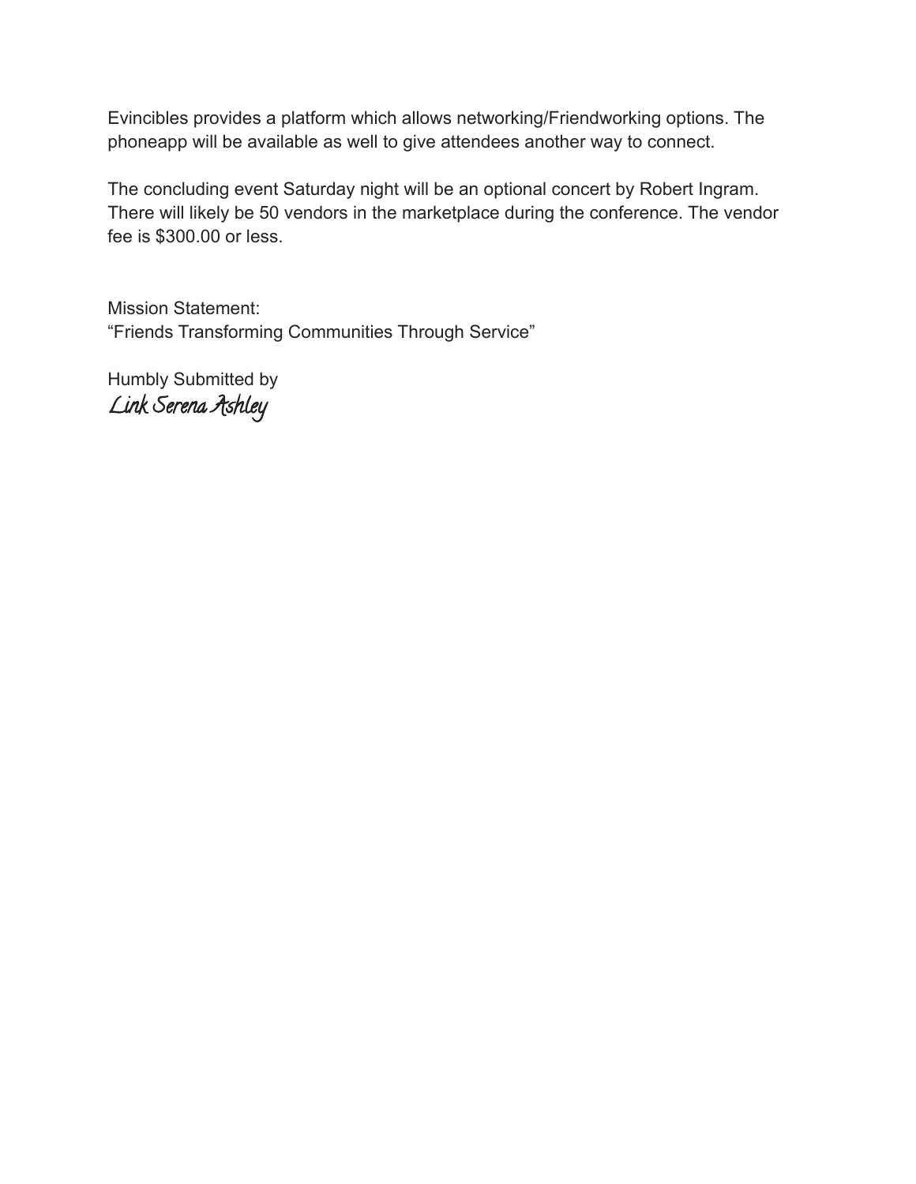Evincibles provides a platform which allows networking/Friendworking options. The phoneapp will be available as well to give attendees another way to connect.

The concluding event Saturday night will be an optional concert by Robert Ingram. There will likely be 50 vendors in the marketplace during the conference. The vendor fee is $300.00 or less.

Mission Statement:
“Friends Transforming Communities Through Service”

Humbly Submitted by
*Link Serena Ashley*